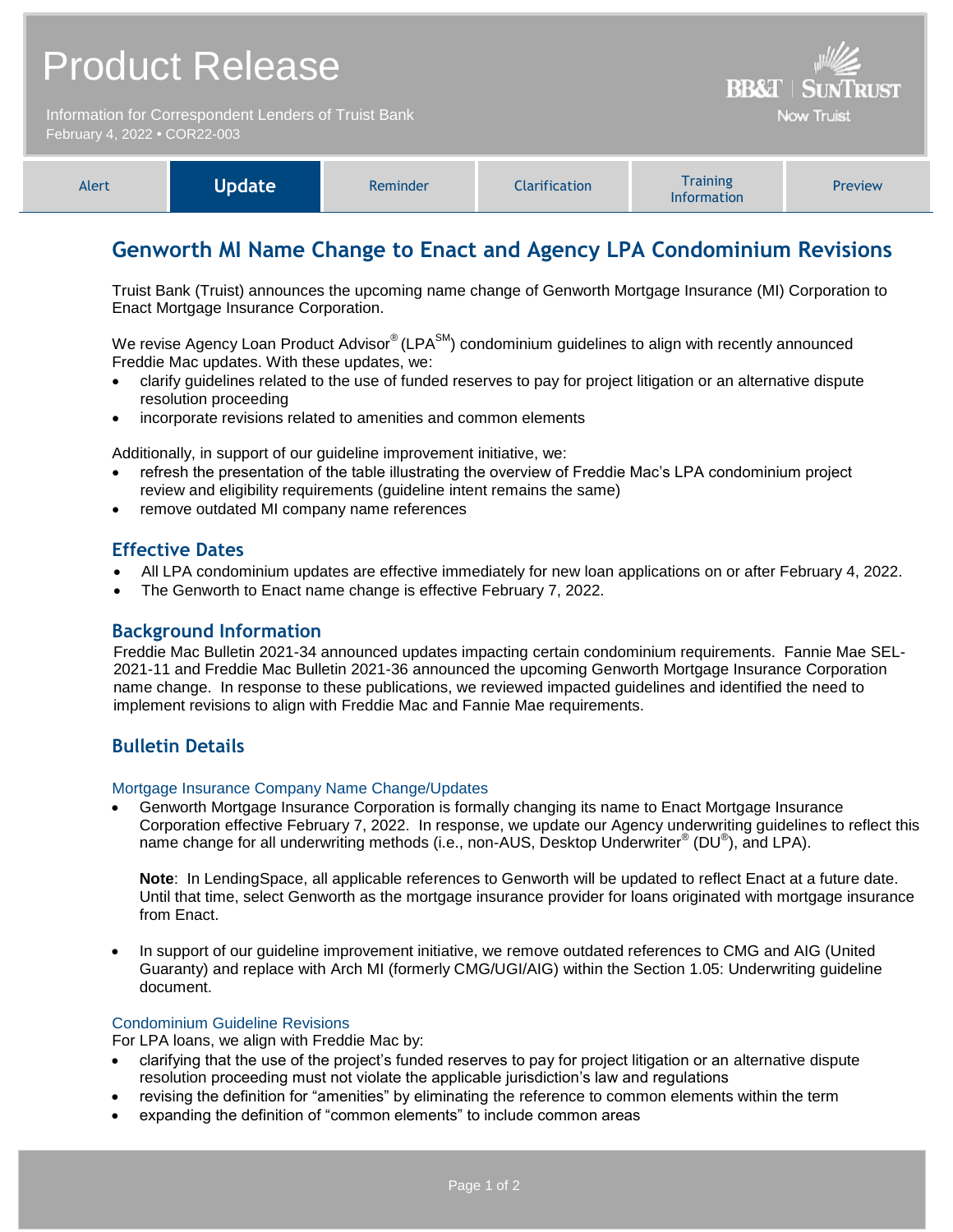# Product Release

Information for Correspondent Lenders of Truist Bank
February 4, 2022 • COR22-003

| Alert | **Update** | Reminder | Clarification | Training Information | Preview |
|---|---|---|---|---|---|

## Genworth MI Name Change to Enact and Agency LPA Condominium Revisions

Truist Bank (Truist) announces the upcoming name change of Genworth Mortgage Insurance (MI) Corporation to Enact Mortgage Insurance Corporation.

We revise Agency Loan Product Advisor® (LPA℠) condominium guidelines to align with recently announced Freddie Mac updates. With these updates, we:

- clarify guidelines related to the use of funded reserves to pay for project litigation or an alternative dispute resolution proceeding
- incorporate revisions related to amenities and common elements

Additionally, in support of our guideline improvement initiative, we:

- refresh the presentation of the table illustrating the overview of Freddie Mac's LPA condominium project review and eligibility requirements (guideline intent remains the same)
- remove outdated MI company name references

### Effective Dates

- All LPA condominium updates are effective immediately for new loan applications on or after February 4, 2022.
- The Genworth to Enact name change is effective February 7, 2022.

### Background Information

Freddie Mac Bulletin 2021-34 announced updates impacting certain condominium requirements. Fannie Mae SEL-2021-11 and Freddie Mac Bulletin 2021-36 announced the upcoming Genworth Mortgage Insurance Corporation name change. In response to these publications, we reviewed impacted guidelines and identified the need to implement revisions to align with Freddie Mac and Fannie Mae requirements.

### Bulletin Details

#### Mortgage Insurance Company Name Change/Updates

- Genworth Mortgage Insurance Corporation is formally changing its name to Enact Mortgage Insurance Corporation effective February 7, 2022. In response, we update our Agency underwriting guidelines to reflect this name change for all underwriting methods (i.e., non-AUS, Desktop Underwriter® (DU®), and LPA).

  **Note**: In LendingSpace, all applicable references to Genworth will be updated to reflect Enact at a future date. Until that time, select Genworth as the mortgage insurance provider for loans originated with mortgage insurance from Enact.

- In support of our guideline improvement initiative, we remove outdated references to CMG and AIG (United Guaranty) and replace with Arch MI (formerly CMG/UGI/AIG) within the Section 1.05: Underwriting guideline document.

#### Condominium Guideline Revisions

For LPA loans, we align with Freddie Mac by:

- clarifying that the use of the project's funded reserves to pay for project litigation or an alternative dispute resolution proceeding must not violate the applicable jurisdiction's law and regulations
- revising the definition for "amenities" by eliminating the reference to common elements within the term
- expanding the definition of "common elements" to include common areas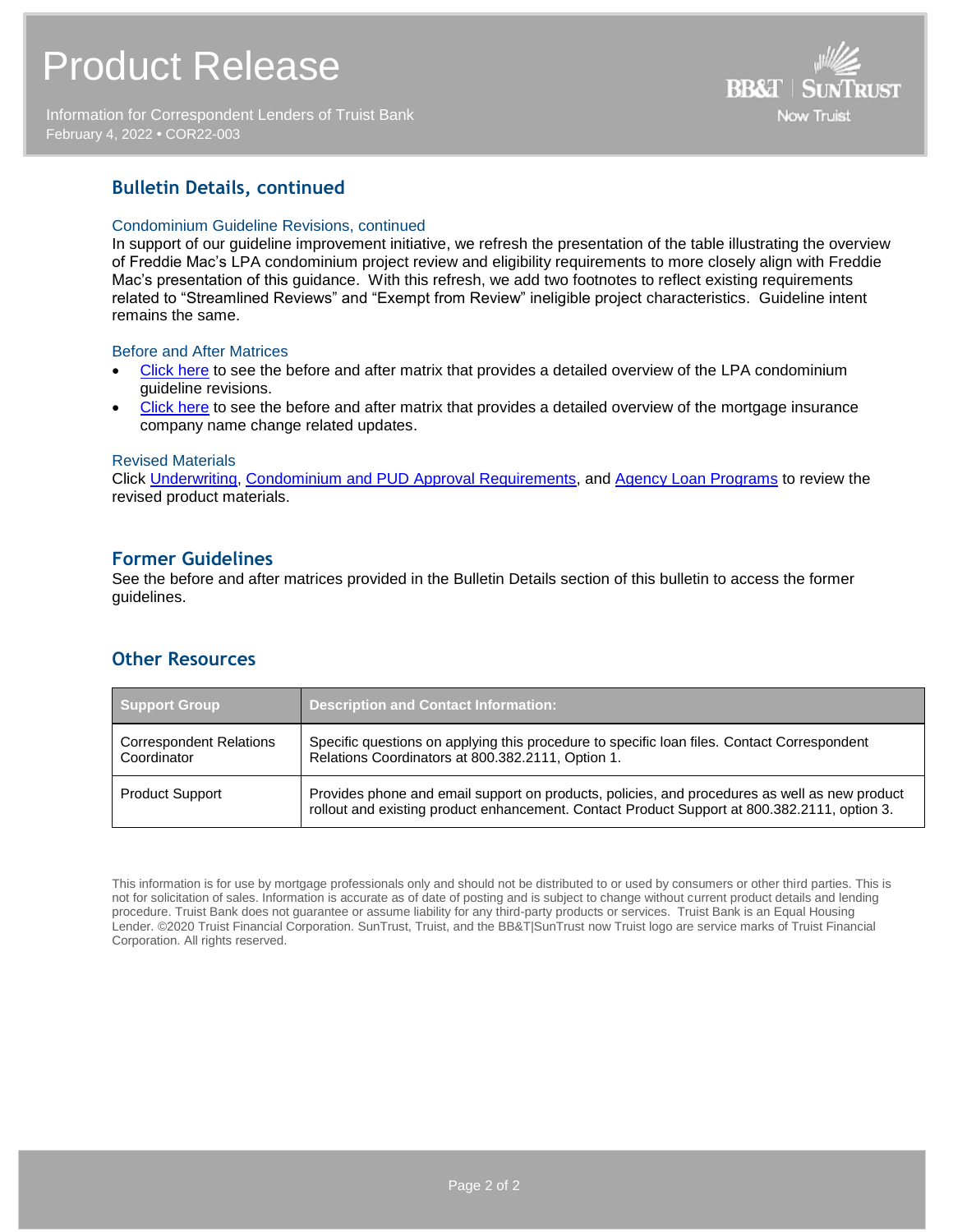## Bulletin Details, continued

### Condominium Guideline Revisions, continued

In support of our guideline improvement initiative, we refresh the presentation of the table illustrating the overview of Freddie Mac's LPA condominium project review and eligibility requirements to more closely align with Freddie Mac's presentation of this guidance. With this refresh, we add two footnotes to reflect existing requirements related to "Streamlined Reviews" and "Exempt from Review" ineligible project characteristics. Guideline intent remains the same.

### Before and After Matrices

- Click here to see the before and after matrix that provides a detailed overview of the LPA condominium guideline revisions.
- Click here to see the before and after matrix that provides a detailed overview of the mortgage insurance company name change related updates.

### Revised Materials

Click Underwriting, Condominium and PUD Approval Requirements, and Agency Loan Programs to review the revised product materials.

## Former Guidelines

See the before and after matrices provided in the Bulletin Details section of this bulletin to access the former guidelines.

## Other Resources

| Support Group | Description and Contact Information: |
|---|---|
| Correspondent Relations Coordinator | Specific questions on applying this procedure to specific loan files. Contact Correspondent Relations Coordinators at 800.382.2111, Option 1. |
| Product Support | Provides phone and email support on products, policies, and procedures as well as new product rollout and existing product enhancement. Contact Product Support at 800.382.2111, option 3. |

This information is for use by mortgage professionals only and should not be distributed to or used by consumers or other third parties. This is not for solicitation of sales. Information is accurate as of date of posting and is subject to change without current product details and lending procedure. Truist Bank does not guarantee or assume liability for any third-party products or services. Truist Bank is an Equal Housing Lender. ©2020 Truist Financial Corporation. SunTrust, Truist, and the BB&T|SunTrust now Truist logo are service marks of Truist Financial Corporation. All rights reserved.